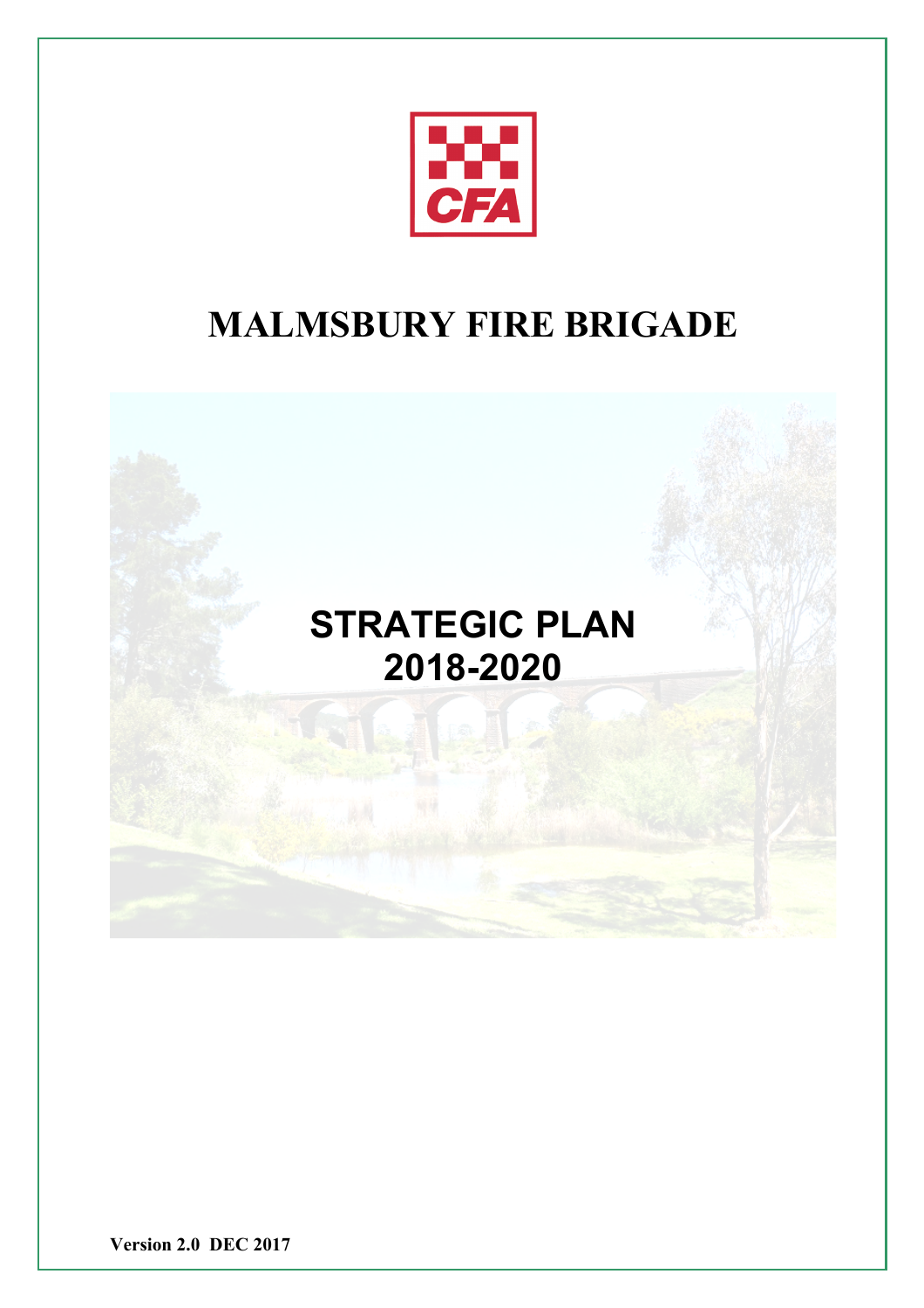# MALMSBURY FIRE BRIGADE

## STRATEGIC PLAN 2018-2020

**Version 2.0 DEC 2017**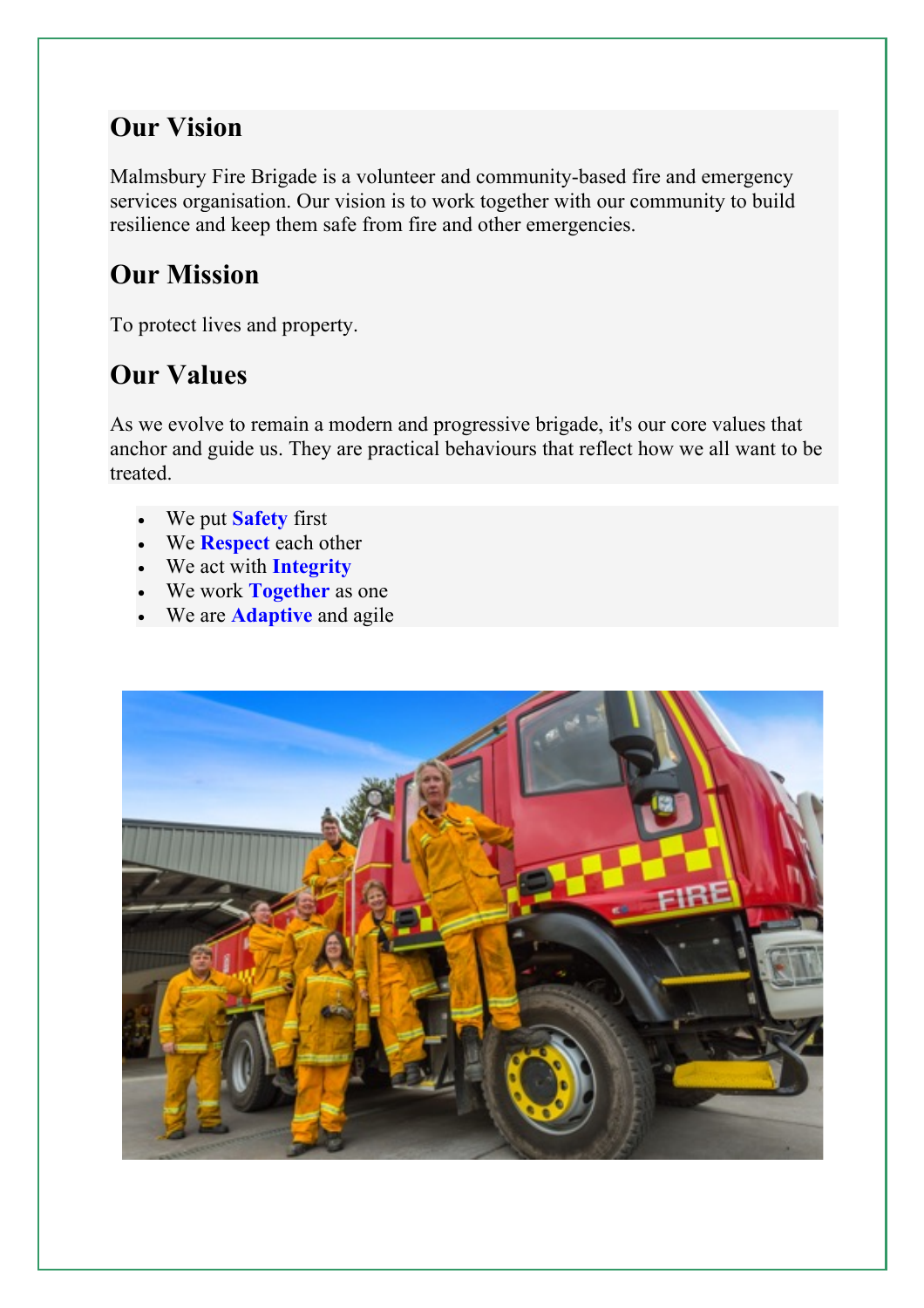## Our Vision

Malmsbury Fire Brigade is a volunteer and community-based fire and emergency services organisation. Our vision is to work together with our community to build resilience and keep them safe from fire and other emergencies.

## Our Mission

To protect lives and property.

## Our Values

As we evolve to remain a modern and progressive brigade, it's our core values that anchor and guide us. They are practical behaviours that reflect how we all want to be treated.

- We put **Safety** first
- We **Respect** each other
- We act with **Integrity**
- We work **Together** as one
- We are **Adaptive** and agile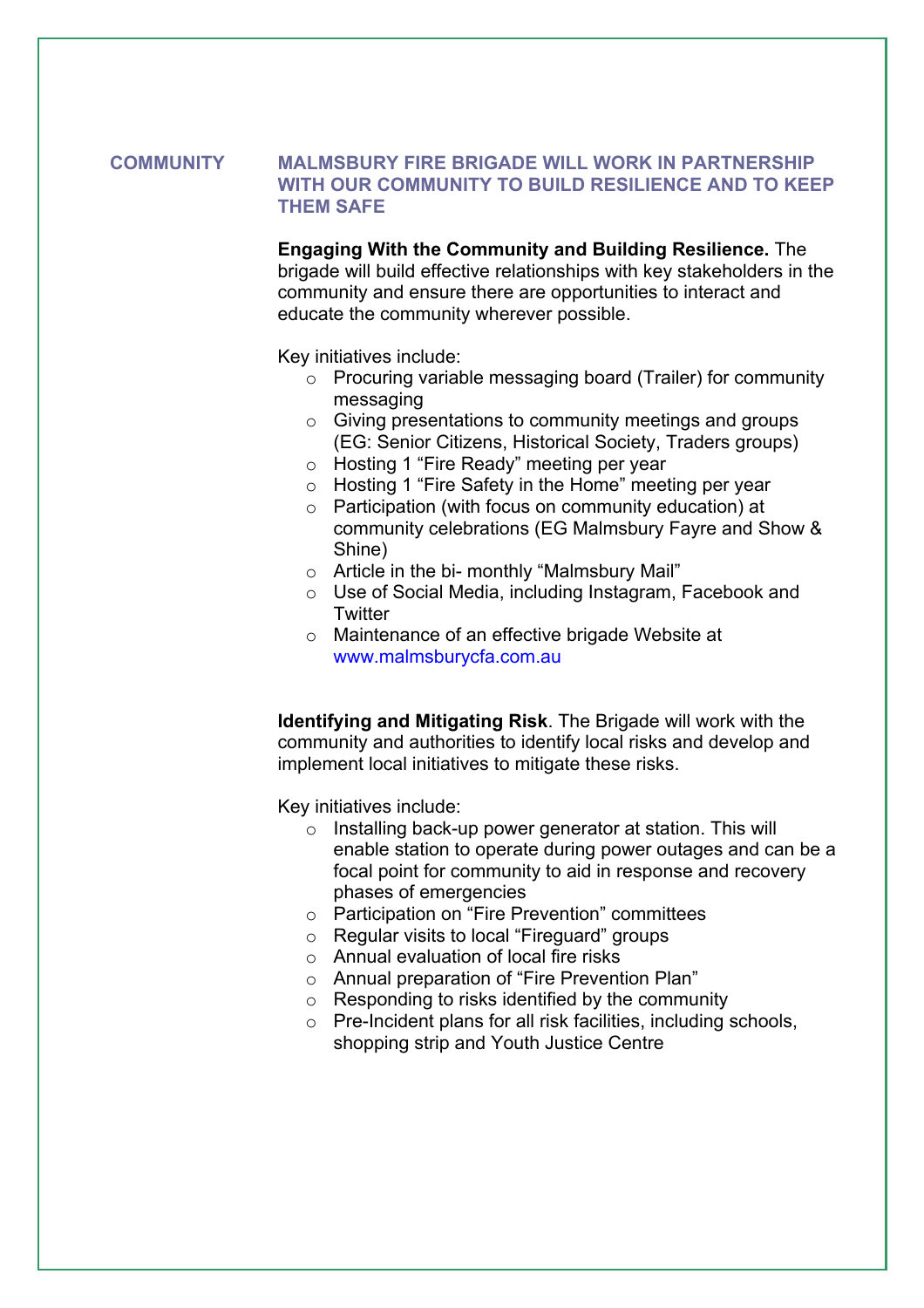## COMMUNITY

### MALMSBURY FIRE BRIGADE WILL WORK IN PARTNERSHIP WITH OUR COMMUNITY TO BUILD RESILIENCE AND TO KEEP THEM SAFE

**Engaging With the Community and Building Resilience.** The brigade will build effective relationships with key stakeholders in the community and ensure there are opportunities to interact and educate the community wherever possible.

Key initiatives include:

- Procuring variable messaging board (Trailer) for community messaging
- Giving presentations to community meetings and groups (EG: Senior Citizens, Historical Society, Traders groups)
- Hosting 1 "Fire Ready" meeting per year
- Hosting 1 "Fire Safety in the Home" meeting per year
- Participation (with focus on community education) at community celebrations (EG Malmsbury Fayre and Show & Shine)
- Article in the bi- monthly "Malmsbury Mail"
- Use of Social Media, including Instagram, Facebook and Twitter
- Maintenance of an effective brigade Website at www.malmsburycfa.com.au

**Identifying and Mitigating Risk**. The Brigade will work with the community and authorities to identify local risks and develop and implement local initiatives to mitigate these risks.

Key initiatives include:

- Installing back-up power generator at station. This will enable station to operate during power outages and can be a focal point for community to aid in response and recovery phases of emergencies
- Participation on "Fire Prevention" committees
- Regular visits to local "Fireguard" groups
- Annual evaluation of local fire risks
- Annual preparation of "Fire Prevention Plan"
- Responding to risks identified by the community
- Pre-Incident plans for all risk facilities, including schools, shopping strip and Youth Justice Centre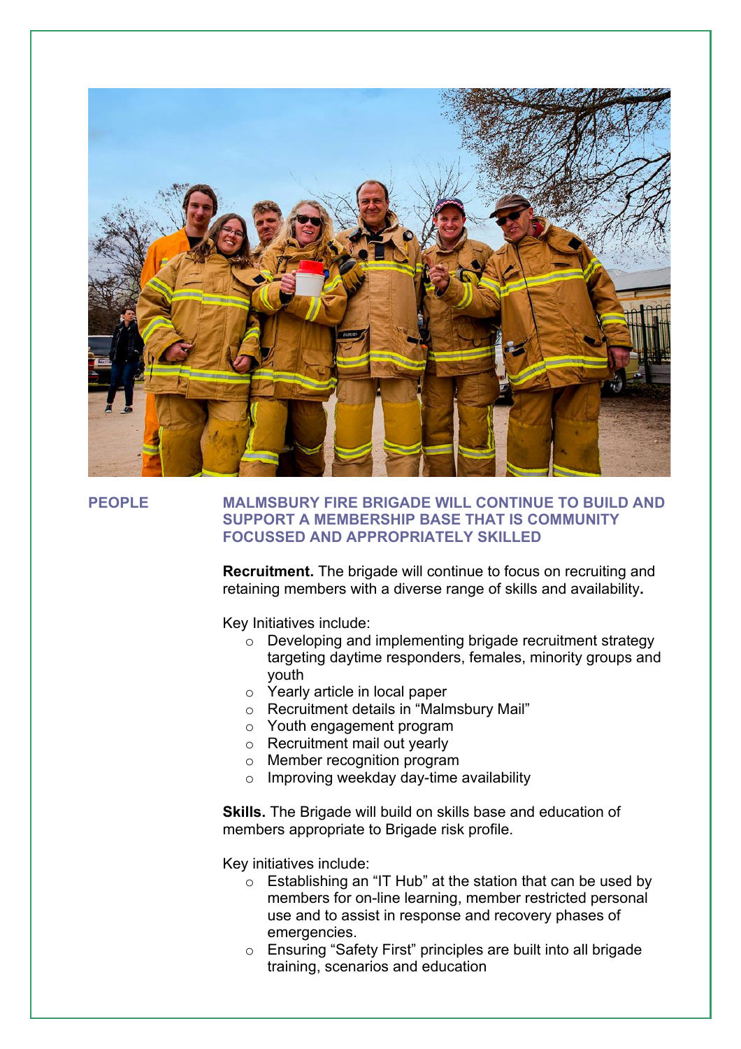## PEOPLE

### MALMSBURY FIRE BRIGADE WILL CONTINUE TO BUILD AND SUPPORT A MEMBERSHIP BASE THAT IS COMMUNITY FOCUSSED AND APPROPRIATELY SKILLED

**Recruitment.** The brigade will continue to focus on recruiting and retaining members with a diverse range of skills and availability**.**

Key Initiatives include:

- Developing and implementing brigade recruitment strategy targeting daytime responders, females, minority groups and youth
- Yearly article in local paper
- Recruitment details in “Malmsbury Mail”
- Youth engagement program
- Recruitment mail out yearly
- Member recognition program
- Improving weekday day-time availability

**Skills.** The Brigade will build on skills base and education of members appropriate to Brigade risk profile.

Key initiatives include:

- Establishing an “IT Hub” at the station that can be used by members for on-line learning, member restricted personal use and to assist in response and recovery phases of emergencies.
- Ensuring “Safety First” principles are built into all brigade training, scenarios and education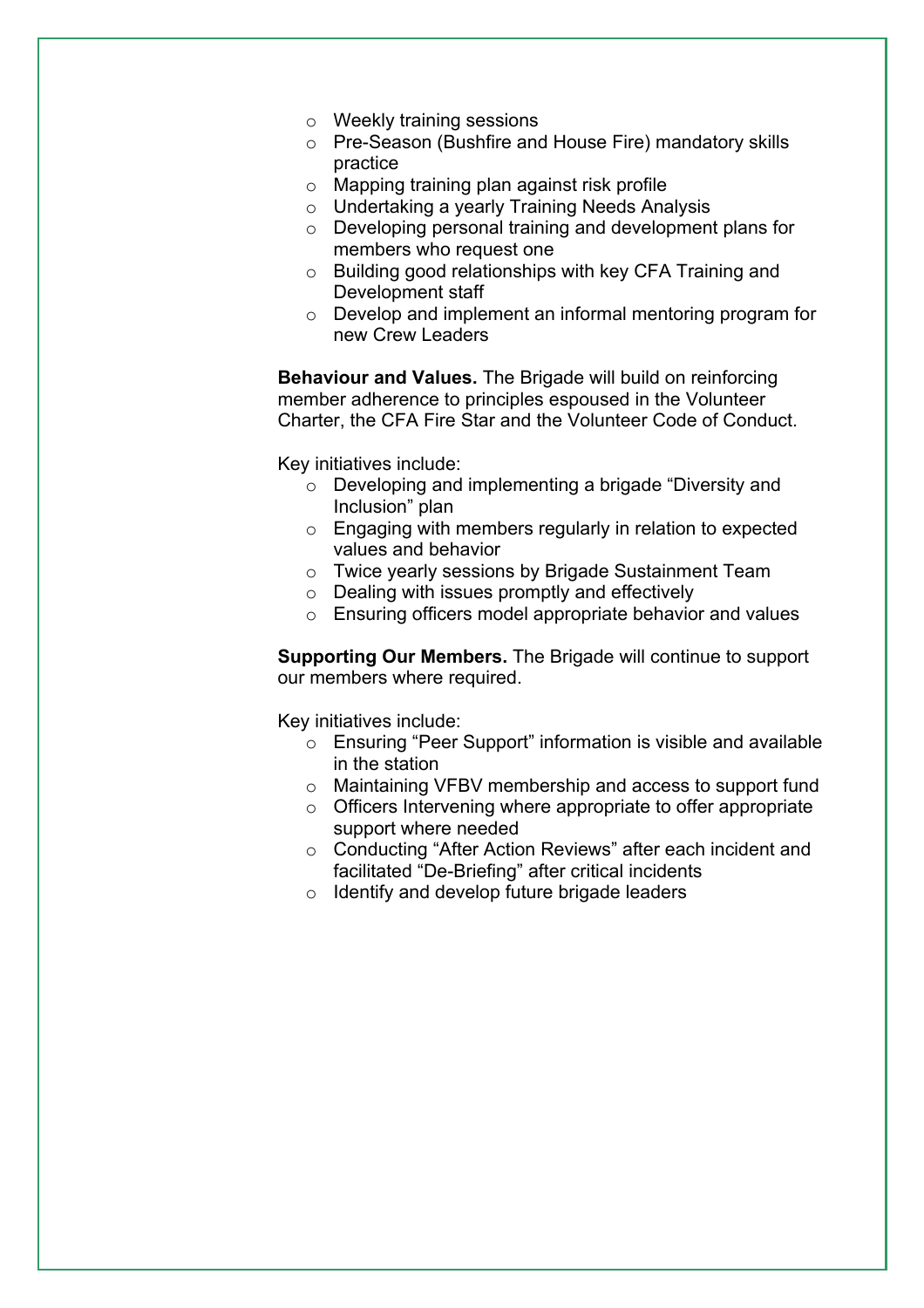- Weekly training sessions
- Pre-Season (Bushfire and House Fire) mandatory skills practice
- Mapping training plan against risk profile
- Undertaking a yearly Training Needs Analysis
- Developing personal training and development plans for members who request one
- Building good relationships with key CFA Training and Development staff
- Develop and implement an informal mentoring program for new Crew Leaders

**Behaviour and Values.** The Brigade will build on reinforcing member adherence to principles espoused in the Volunteer Charter, the CFA Fire Star and the Volunteer Code of Conduct.

Key initiatives include:

- Developing and implementing a brigade "Diversity and Inclusion" plan
- Engaging with members regularly in relation to expected values and behavior
- Twice yearly sessions by Brigade Sustainment Team
- Dealing with issues promptly and effectively
- Ensuring officers model appropriate behavior and values

**Supporting Our Members.** The Brigade will continue to support our members where required.

Key initiatives include:

- Ensuring "Peer Support" information is visible and available in the station
- Maintaining VFBV membership and access to support fund
- Officers Intervening where appropriate to offer appropriate support where needed
- Conducting "After Action Reviews" after each incident and facilitated "De-Briefing" after critical incidents
- Identify and develop future brigade leaders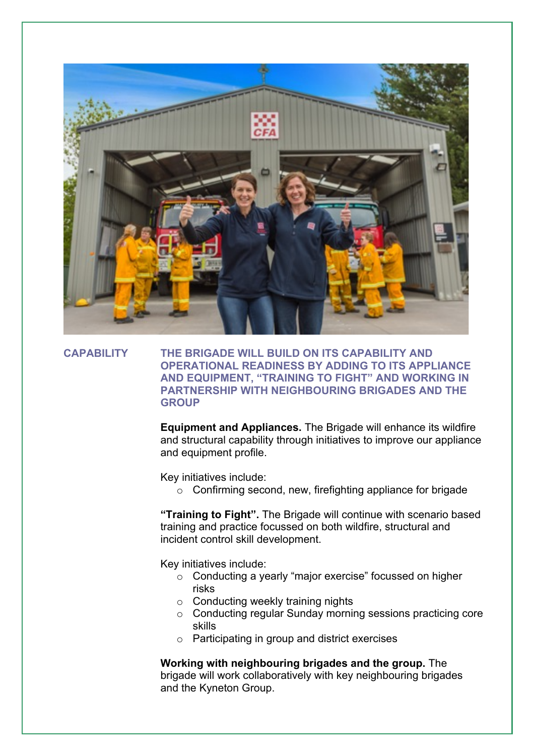## CAPABILITY

**THE BRIGADE WILL BUILD ON ITS CAPABILITY AND OPERATIONAL READINESS BY ADDING TO ITS APPLIANCE AND EQUIPMENT, "TRAINING TO FIGHT" AND WORKING IN PARTNERSHIP WITH NEIGHBOURING BRIGADES AND THE GROUP**

**Equipment and Appliances.** The Brigade will enhance its wildfire and structural capability through initiatives to improve our appliance and equipment profile.

Key initiatives include:

- Confirming second, new, firefighting appliance for brigade

**"Training to Fight".** The Brigade will continue with scenario based training and practice focussed on both wildfire, structural and incident control skill development.

Key initiatives include:

- Conducting a yearly "major exercise" focussed on higher risks
- Conducting weekly training nights
- Conducting regular Sunday morning sessions practicing core skills
- Participating in group and district exercises

**Working with neighbouring brigades and the group.** The brigade will work collaboratively with key neighbouring brigades and the Kyneton Group.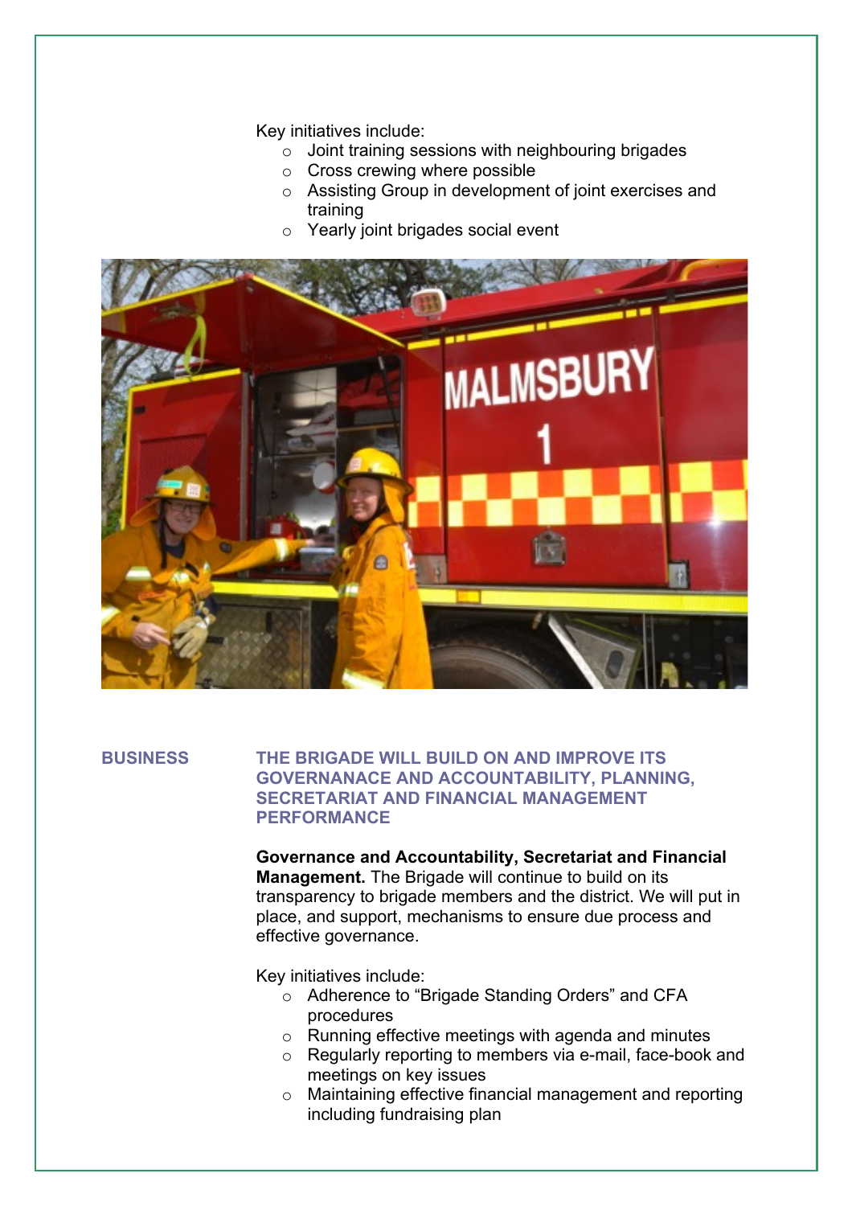Key initiatives include:

- Joint training sessions with neighbouring brigades
- Cross crewing where possible
- Assisting Group in development of joint exercises and training
- Yearly joint brigades social event

**BUSINESS** **THE BRIGADE WILL BUILD ON AND IMPROVE ITS GOVERNANACE AND ACCOUNTABILITY, PLANNING, SECRETARIAT AND FINANCIAL MANAGEMENT PERFORMANCE**

**Governance and Accountability, Secretariat and Financial Management.** The Brigade will continue to build on its transparency to brigade members and the district. We will put in place, and support, mechanisms to ensure due process and effective governance.

Key initiatives include:

- Adherence to “Brigade Standing Orders” and CFA procedures
- Running effective meetings with agenda and minutes
- Regularly reporting to members via e-mail, face-book and meetings on key issues
- Maintaining effective financial management and reporting including fundraising plan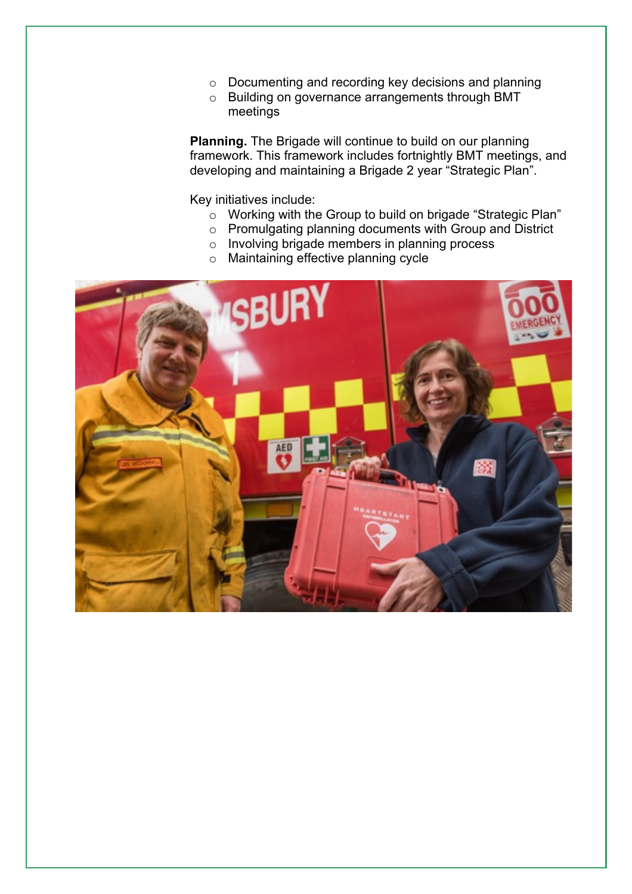- Documenting and recording key decisions and planning
- Building on governance arrangements through BMT meetings

**Planning.** The Brigade will continue to build on our planning framework. This framework includes fortnightly BMT meetings, and developing and maintaining a Brigade 2 year "Strategic Plan".

Key initiatives include:

- Working with the Group to build on brigade "Strategic Plan"
- Promulgating planning documents with Group and District
- Involving brigade members in planning process
- Maintaining effective planning cycle